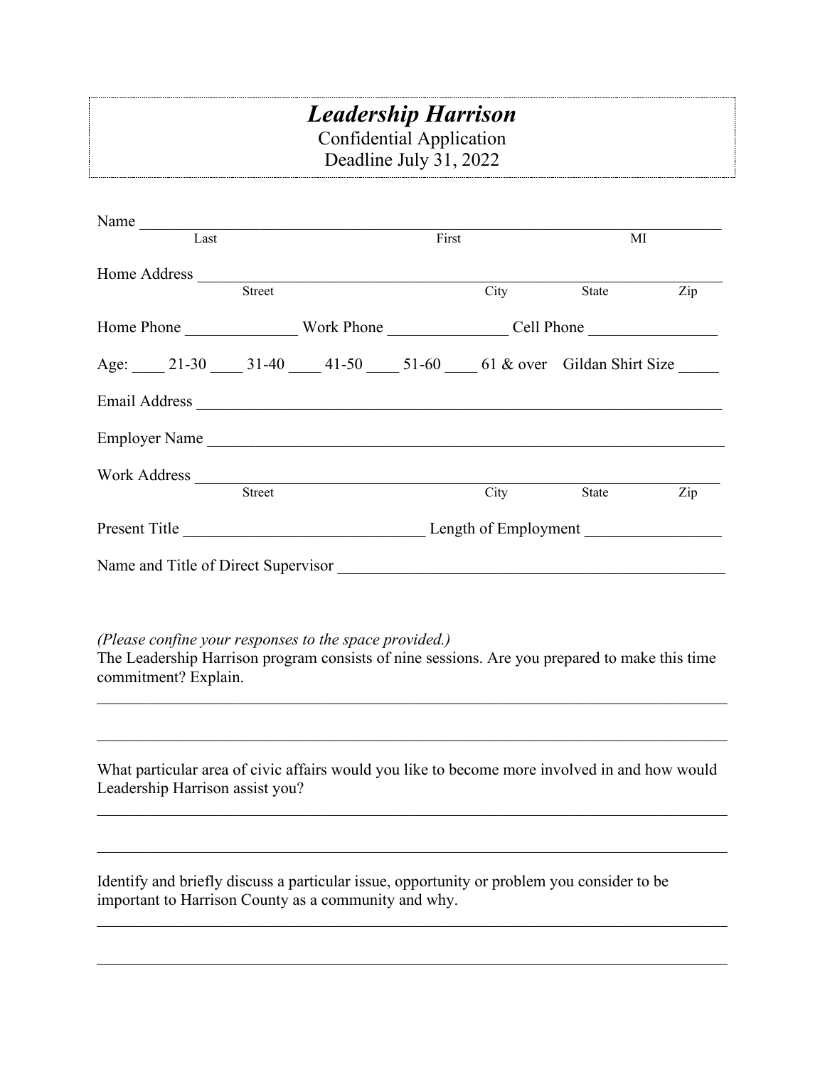# *Leadership Harrison*

Confidential Application

Deadline July 31, 2022

Name ___________________________________________________________________________
Last First MI

Home Address ____________________________________________________________________
Street City State Zip

Home Phone ______________ Work Phone _______________ Cell Phone ________________

Age: ____ 21-30 ____ 31-40 ____ 41-50 ____ 51-60 ____ 61 & over Gildan Shirt Size _____

Email Address ____________________________________________________________________

Employer Name ___________________________________________________________________

Work Address _____________________________________________________________________
Street City State Zip

Present Title ______________________________ Length of Employment _________________

Name and Title of Direct Supervisor _________________________________________________

*(Please confine your responses to the space provided.)*

The Leadership Harrison program consists of nine sessions. Are you prepared to make this time commitment? Explain.

_____________________________________________________________________________________

_____________________________________________________________________________________

What particular area of civic affairs would you like to become more involved in and how would Leadership Harrison assist you?

_____________________________________________________________________________________

_____________________________________________________________________________________

Identify and briefly discuss a particular issue, opportunity or problem you consider to be important to Harrison County as a community and why.

_____________________________________________________________________________________

_____________________________________________________________________________________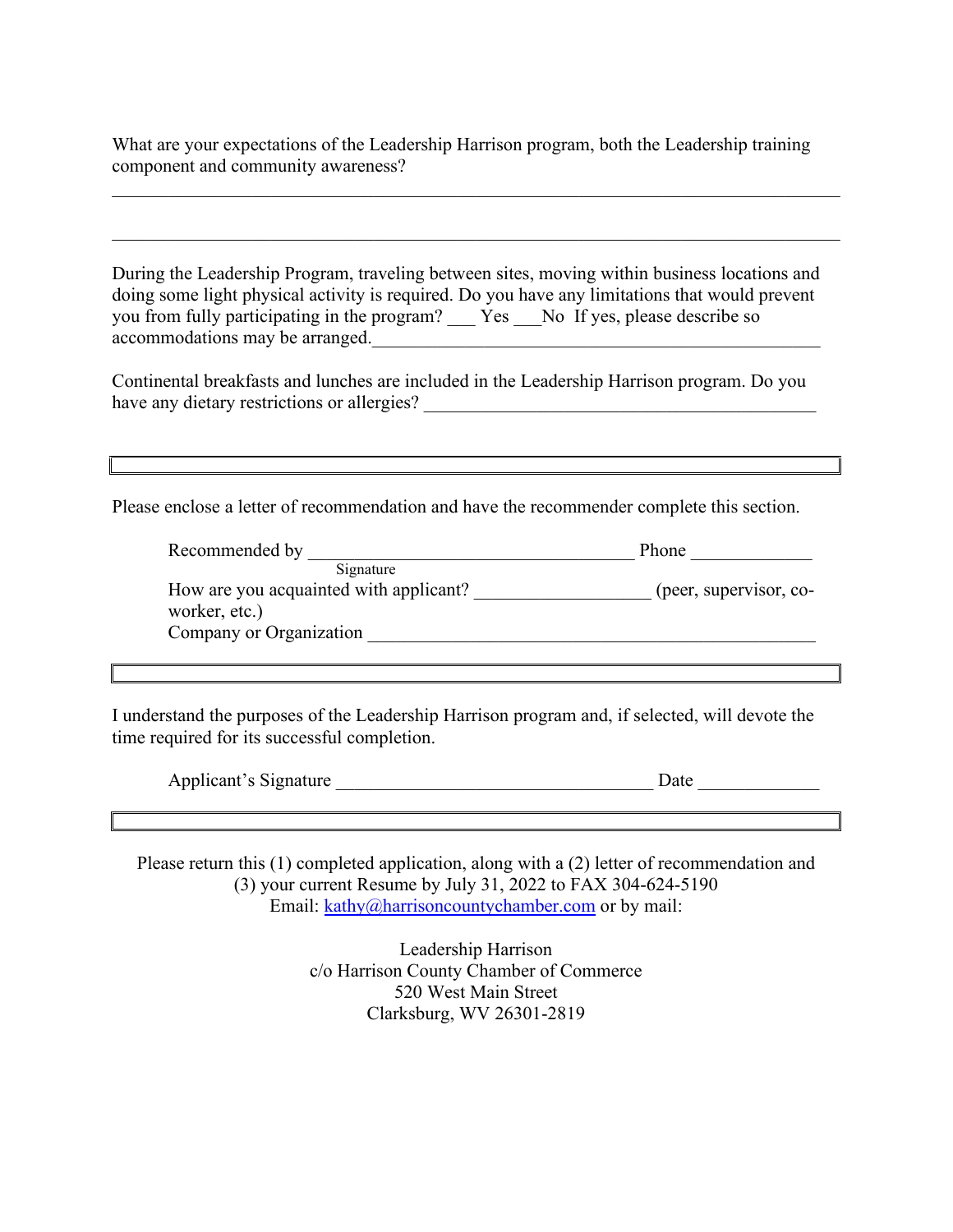What are your expectations of the Leadership Harrison program, both the Leadership training component and community awareness?

______________________________________________________________________________

______________________________________________________________________________

During the Leadership Program, traveling between sites, moving within business locations and doing some light physical activity is required. Do you have any limitations that would prevent you from fully participating in the program? ___ Yes ___No If yes, please describe so accommodations may be arranged.____________________________________________________

Continental breakfasts and lunches are included in the Leadership Harrison program. Do you have any dietary restrictions or allergies? ___________________________________________

---

Please enclose a letter of recommendation and have the recommender complete this section.

Recommended by ___________________________________ Phone _____________
Signature

How are you acquainted with applicant? __________________ (peer, supervisor, co-worker, etc.)

Company or Organization ________________________________________________

---

I understand the purposes of the Leadership Harrison program and, if selected, will devote the time required for its successful completion.

Applicant's Signature __________________________________ Date _____________

---

Please return this (1) completed application, along with a (2) letter of recommendation and (3) your current Resume by July 31, 2022 to FAX 304-624-5190
Email: kathy@harrisoncountychamber.com or by mail:

Leadership Harrison
c/o Harrison County Chamber of Commerce
520 West Main Street
Clarksburg, WV 26301-2819